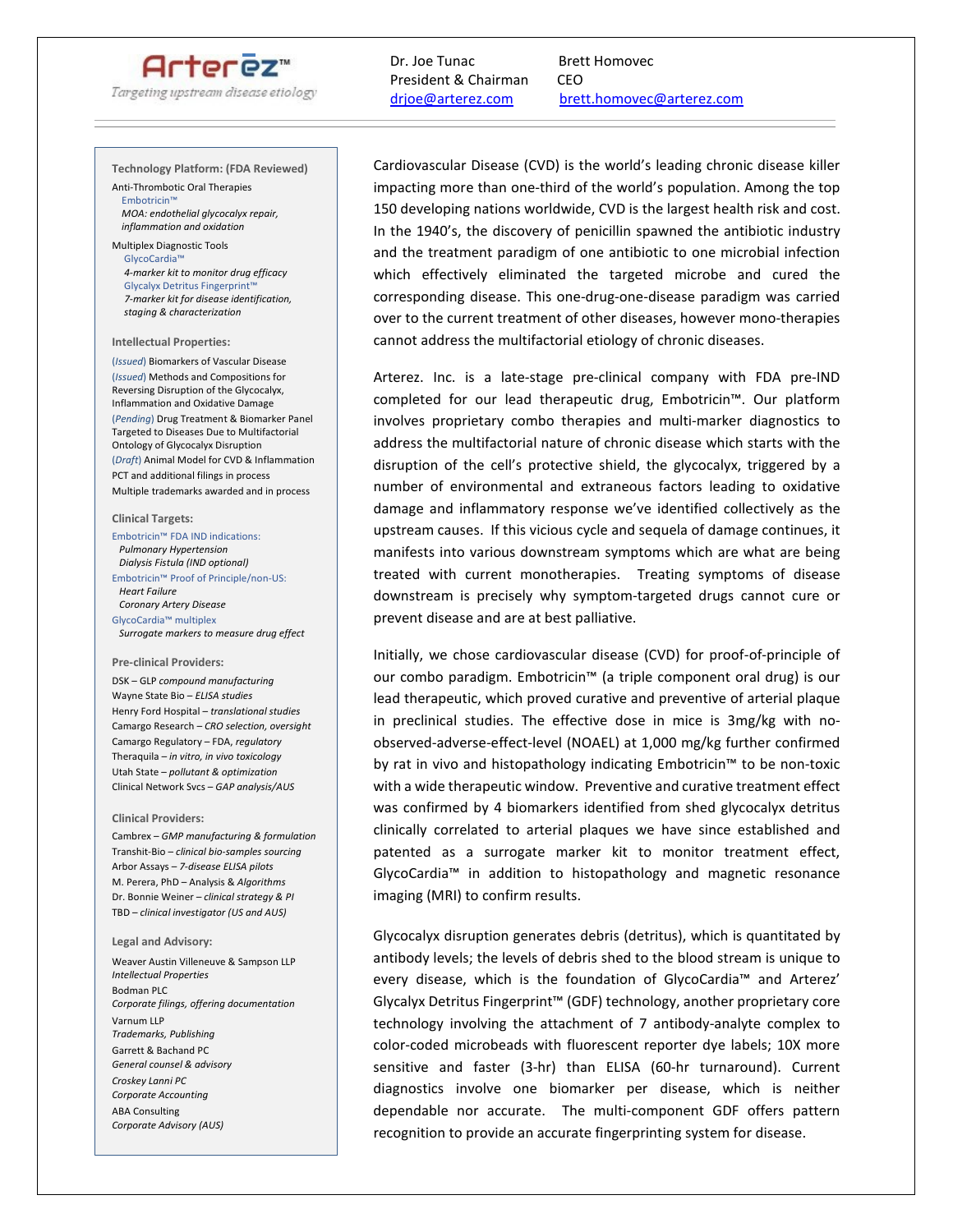# Arterēz™

*Targeting upstream disease etiology*

Dr. Joe Tunac
President & Chairman
drjoe@arterez.com

Brett Homovec
CEO
brett.homovec@arterez.com

---

Cardiovascular Disease (CVD) is the world's leading chronic disease killer impacting more than one-third of the world's population. Among the top 150 developing nations worldwide, CVD is the largest health risk and cost. In the 1940's, the discovery of penicillin spawned the antibiotic industry and the treatment paradigm of one antibiotic to one microbial infection which effectively eliminated the targeted microbe and cured the corresponding disease. This one-drug-one-disease paradigm was carried over to the current treatment of other diseases, however mono-therapies cannot address the multifactorial etiology of chronic diseases.

Arterez. Inc. is a late-stage pre-clinical company with FDA pre-IND completed for our lead therapeutic drug, Embotricin™. Our platform involves proprietary combo therapies and multi-marker diagnostics to address the multifactorial nature of chronic disease which starts with the disruption of the cell's protective shield, the glycocalyx, triggered by a number of environmental and extraneous factors leading to oxidative damage and inflammatory response we've identified collectively as the upstream causes. If this vicious cycle and sequela of damage continues, it manifests into various downstream symptoms which are what are being treated with current monotherapies. Treating symptoms of disease downstream is precisely why symptom-targeted drugs cannot cure or prevent disease and are at best palliative.

Initially, we chose cardiovascular disease (CVD) for proof-of-principle of our combo paradigm. Embotricin™ (a triple component oral drug) is our lead therapeutic, which proved curative and preventive of arterial plaque in preclinical studies. The effective dose in mice is 3mg/kg with no-observed-adverse-effect-level (NOAEL) at 1,000 mg/kg further confirmed by rat in vivo and histopathology indicating Embotricin™ to be non-toxic with a wide therapeutic window. Preventive and curative treatment effect was confirmed by 4 biomarkers identified from shed glycocalyx detritus clinically correlated to arterial plaques we have since established and patented as a surrogate marker kit to monitor treatment effect, GlycoCardia™ in addition to histopathology and magnetic resonance imaging (MRI) to confirm results.

Glycocalyx disruption generates debris (detritus), which is quantitated by antibody levels; the levels of debris shed to the blood stream is unique to every disease, which is the foundation of GlycoCardia™ and Arterez' Glycalyx Detritus Fingerprint™ (GDF) technology, another proprietary core technology involving the attachment of 7 antibody-analyte complex to color-coded microbeads with fluorescent reporter dye labels; 10X more sensitive and faster (3-hr) than ELISA (60-hr turnaround). Current diagnostics involve one biomarker per disease, which is neither dependable nor accurate. The multi-component GDF offers pattern recognition to provide an accurate fingerprinting system for disease.

---

### Technology Platform: (FDA Reviewed)

Anti-Thrombotic Oral Therapies
- Embotricin™
  *MOA: endothelial glycocalyx repair, inflammation and oxidation*

Multiplex Diagnostic Tools
- GlycoCardia™
  *4-marker kit to monitor drug efficacy*
- Glycalyx Detritus Fingerprint™
  *7-marker kit for disease identification, staging & characterization*

### Intellectual Properties:

- (*Issued*) Biomarkers of Vascular Disease
- (*Issued*) Methods and Compositions for Reversing Disruption of the Glycocalyx, Inflammation and Oxidative Damage
- (*Pending*) Drug Treatment & Biomarker Panel Targeted to Diseases Due to Multifactorial Ontology of Glycocalyx Disruption
- (*Draft*) Animal Model for CVD & Inflammation
- PCT and additional filings in process
- Multiple trademarks awarded and in process

### Clinical Targets:

Embotricin™ FDA IND indications:
- *Pulmonary Hypertension*
- *Dialysis Fistula (IND optional)*

Embotricin™ Proof of Principle/non-US:
- *Heart Failure*
- *Coronary Artery Disease*

GlycoCardia™ multiplex
- *Surrogate markers to measure drug effect*

### Pre-clinical Providers:

- DSK – *GLP compound manufacturing*
- Wayne State Bio – *ELISA studies*
- Henry Ford Hospital – *translational studies*
- Camargo Research – *CRO selection, oversight*
- Camargo Regulatory – *FDA, regulatory*
- Theraquila – *in vitro, in vivo toxicology*
- Utah State – *pollutant & optimization*
- Clinical Network Svcs – *GAP analysis/AUS*

### Clinical Providers:

- Cambrex – *GMP manufacturing & formulation*
- Transhit-Bio – *clinical bio-samples sourcing*
- Arbor Assays – *7-disease ELISA pilots*
- M. Perera, PhD – Analysis & *Algorithms*
- Dr. Bonnie Weiner – *clinical strategy & PI*
- TBD – *clinical investigator (US and AUS)*

### Legal and Advisory:

- Weaver Austin Villeneuve & Sampson LLP
  *Intellectual Properties*
- Bodman PLC
  *Corporate filings, offering documentation*
- Varnum LLP
  *Trademarks, Publishing*
- Garrett & Bachand PC
  *General counsel & advisory*
- Croskey Lanni PC
  *Corporate Accounting*
- ABA Consulting
  *Corporate Advisory (AUS)*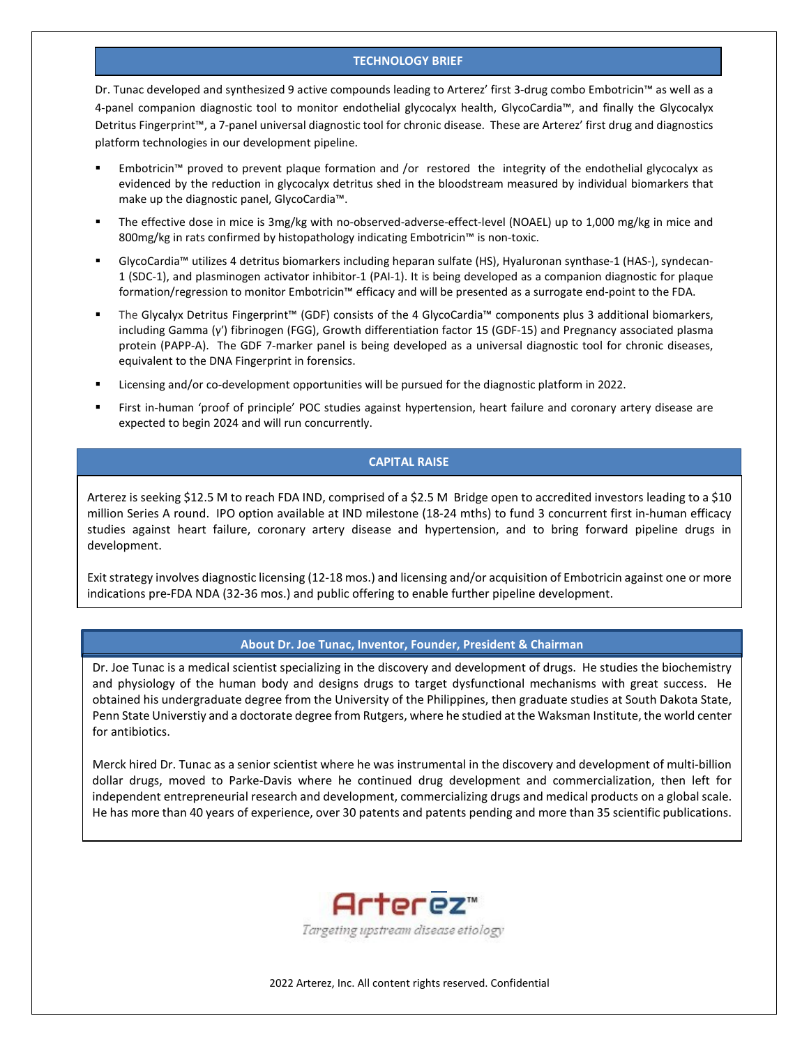## TECHNOLOGY BRIEF

Dr. Tunac developed and synthesized 9 active compounds leading to Arterez' first 3-drug combo Embotricin™ as well as a 4-panel companion diagnostic tool to monitor endothelial glycocalyx health, GlycoCardia™, and finally the Glycocalyx Detritus Fingerprint™, a 7-panel universal diagnostic tool for chronic disease. These are Arterez' first drug and diagnostics platform technologies in our development pipeline.

- Embotricin™ proved to prevent plaque formation and /or restored the integrity of the endothelial glycocalyx as evidenced by the reduction in glycocalyx detritus shed in the bloodstream measured by individual biomarkers that make up the diagnostic panel, GlycoCardia™.
- The effective dose in mice is 3mg/kg with no-observed-adverse-effect-level (NOAEL) up to 1,000 mg/kg in mice and 800mg/kg in rats confirmed by histopathology indicating Embotricin™ is non-toxic.
- GlycoCardia™ utilizes 4 detritus biomarkers including heparan sulfate (HS), Hyaluronan synthase-1 (HAS-), syndecan-1 (SDC-1), and plasminogen activator inhibitor-1 (PAI-1). It is being developed as a companion diagnostic for plaque formation/regression to monitor Embotricin™ efficacy and will be presented as a surrogate end-point to the FDA.
- The Glycalyx Detritus Fingerprint™ (GDF) consists of the 4 GlycoCardia™ components plus 3 additional biomarkers, including Gamma (γ') fibrinogen (FGG), Growth differentiation factor 15 (GDF-15) and Pregnancy associated plasma protein (PAPP-A). The GDF 7-marker panel is being developed as a universal diagnostic tool for chronic diseases, equivalent to the DNA Fingerprint in forensics.
- Licensing and/or co-development opportunities will be pursued for the diagnostic platform in 2022.
- First in-human 'proof of principle' POC studies against hypertension, heart failure and coronary artery disease are expected to begin 2024 and will run concurrently.

## CAPITAL RAISE

Arterez is seeking $12.5 M to reach FDA IND, comprised of a $2.5 M Bridge open to accredited investors leading to a $10 million Series A round. IPO option available at IND milestone (18-24 mths) to fund 3 concurrent first in-human efficacy studies against heart failure, coronary artery disease and hypertension, and to bring forward pipeline drugs in development.

Exit strategy involves diagnostic licensing (12-18 mos.) and licensing and/or acquisition of Embotricin against one or more indications pre-FDA NDA (32-36 mos.) and public offering to enable further pipeline development.

## About Dr. Joe Tunac, Inventor, Founder, President & Chairman

Dr. Joe Tunac is a medical scientist specializing in the discovery and development of drugs. He studies the biochemistry and physiology of the human body and designs drugs to target dysfunctional mechanisms with great success. He obtained his undergraduate degree from the University of the Philippines, then graduate studies at South Dakota State, Penn State Universtiy and a doctorate degree from Rutgers, where he studied at the Waksman Institute, the world center for antibiotics.

Merck hired Dr. Tunac as a senior scientist where he was instrumental in the discovery and development of multi-billion dollar drugs, moved to Parke-Davis where he continued drug development and commercialization, then left for independent entrepreneurial research and development, commercializing drugs and medical products on a global scale. He has more than 40 years of experience, over 30 patents and patents pending and more than 35 scientific publications.

Arterēz™

*Targeting upstream disease etiology*

2022 Arterez, Inc. All content rights reserved. Confidential